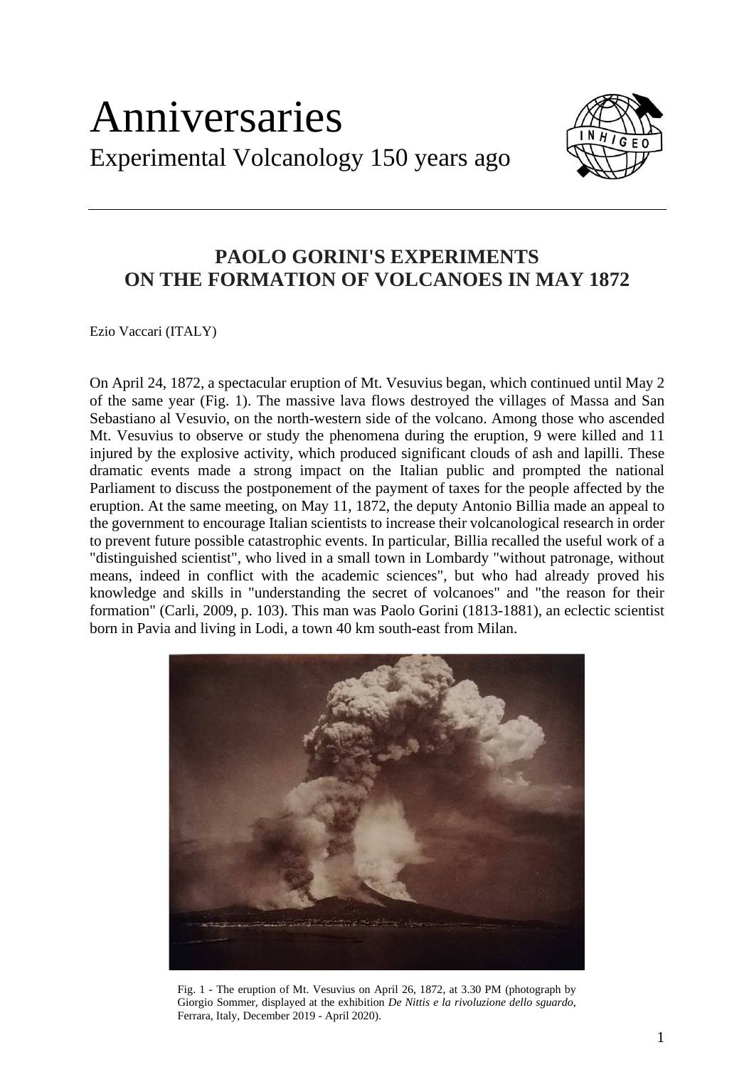# Anniversaries

Experimental Volcanology 150 years ago

## PAOLO GORINI'S EXPERIMENTS ON THE FORMATION OF VOLCANOES IN MAY 1872

Ezio Vaccari (ITALY)

On April 24, 1872, a spectacular eruption of Mt. Vesuvius began, which continued until May 2 of the same year (Fig. 1). The massive lava flows destroyed the villages of Massa and San Sebastiano al Vesuvio, on the north-western side of the volcano. Among those who ascended Mt. Vesuvius to observe or study the phenomena during the eruption, 9 were killed and 11 injured by the explosive activity, which produced significant clouds of ash and lapilli. These dramatic events made a strong impact on the Italian public and prompted the national Parliament to discuss the postponement of the payment of taxes for the people affected by the eruption. At the same meeting, on May 11, 1872, the deputy Antonio Billia made an appeal to the government to encourage Italian scientists to increase their volcanological research in order to prevent future possible catastrophic events. In particular, Billia recalled the useful work of a "distinguished scientist", who lived in a small town in Lombardy "without patronage, without means, indeed in conflict with the academic sciences", but who had already proved his knowledge and skills in "understanding the secret of volcanoes" and "the reason for their formation" (Carli, 2009, p. 103). This man was Paolo Gorini (1813-1881), an eclectic scientist born in Pavia and living in Lodi, a town 40 km south-east from Milan.

Fig. 1 - The eruption of Mt. Vesuvius on April 26, 1872, at 3.30 PM (photograph by Giorgio Sommer, displayed at the exhibition *De Nittis e la rivoluzione dello sguardo*, Ferrara, Italy, December 2019 - April 2020).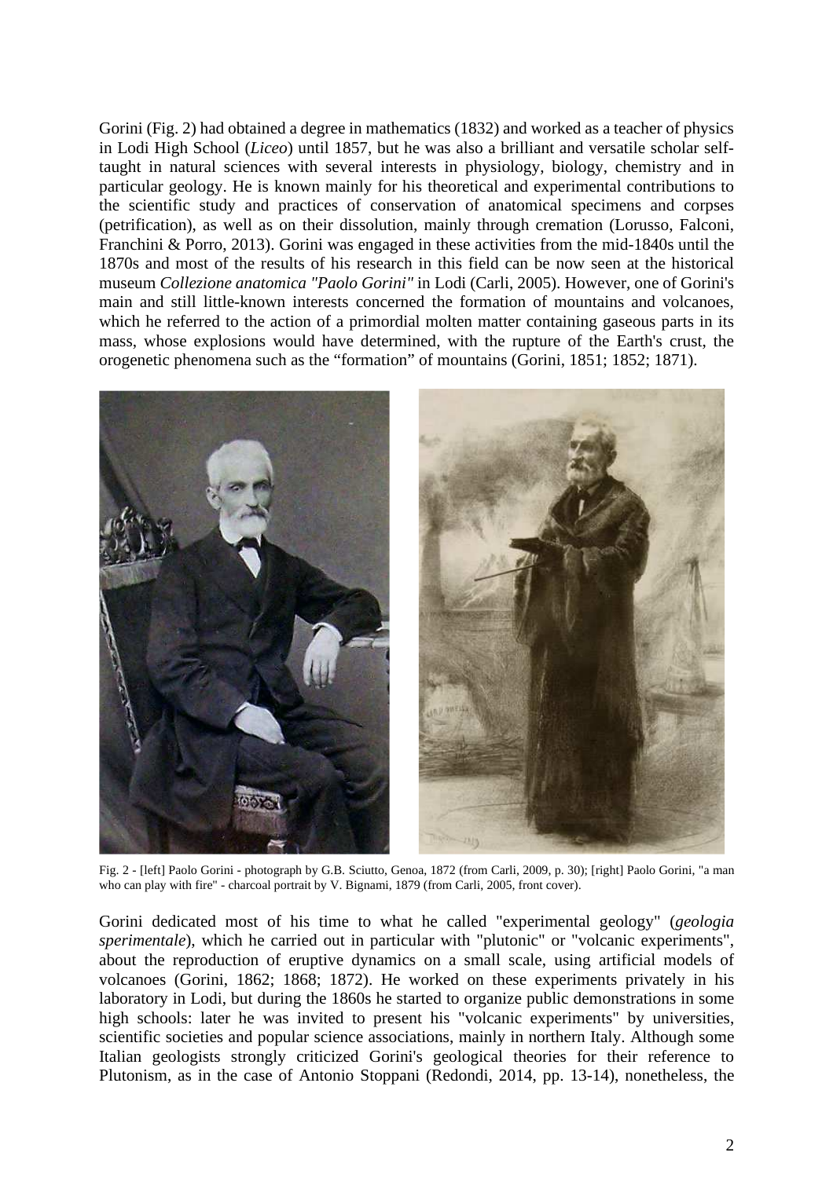Gorini (Fig. 2) had obtained a degree in mathematics (1832) and worked as a teacher of physics in Lodi High School (*Liceo*) until 1857, but he was also a brilliant and versatile scholar self-taught in natural sciences with several interests in physiology, biology, chemistry and in particular geology. He is known mainly for his theoretical and experimental contributions to the scientific study and practices of conservation of anatomical specimens and corpses (petrification), as well as on their dissolution, mainly through cremation (Lorusso, Falconi, Franchini & Porro, 2013). Gorini was engaged in these activities from the mid-1840s until the 1870s and most of the results of his research in this field can be now seen at the historical museum *Collezione anatomica "Paolo Gorini"* in Lodi (Carli, 2005). However, one of Gorini's main and still little-known interests concerned the formation of mountains and volcanoes, which he referred to the action of a primordial molten matter containing gaseous parts in its mass, whose explosions would have determined, with the rupture of the Earth's crust, the orogenetic phenomena such as the "formation" of mountains (Gorini, 1851; 1852; 1871).

Fig. 2 - [left] Paolo Gorini - photograph by G.B. Sciutto, Genoa, 1872 (from Carli, 2009, p. 30); [right] Paolo Gorini, "a man who can play with fire" - charcoal portrait by V. Bignami, 1879 (from Carli, 2005, front cover).

Gorini dedicated most of his time to what he called "experimental geology" (*geologia sperimentale*), which he carried out in particular with "plutonic" or "volcanic experiments", about the reproduction of eruptive dynamics on a small scale, using artificial models of volcanoes (Gorini, 1862; 1868; 1872). He worked on these experiments privately in his laboratory in Lodi, but during the 1860s he started to organize public demonstrations in some high schools: later he was invited to present his "volcanic experiments" by universities, scientific societies and popular science associations, mainly in northern Italy. Although some Italian geologists strongly criticized Gorini's geological theories for their reference to Plutonism, as in the case of Antonio Stoppani (Redondi, 2014, pp. 13-14), nonetheless, the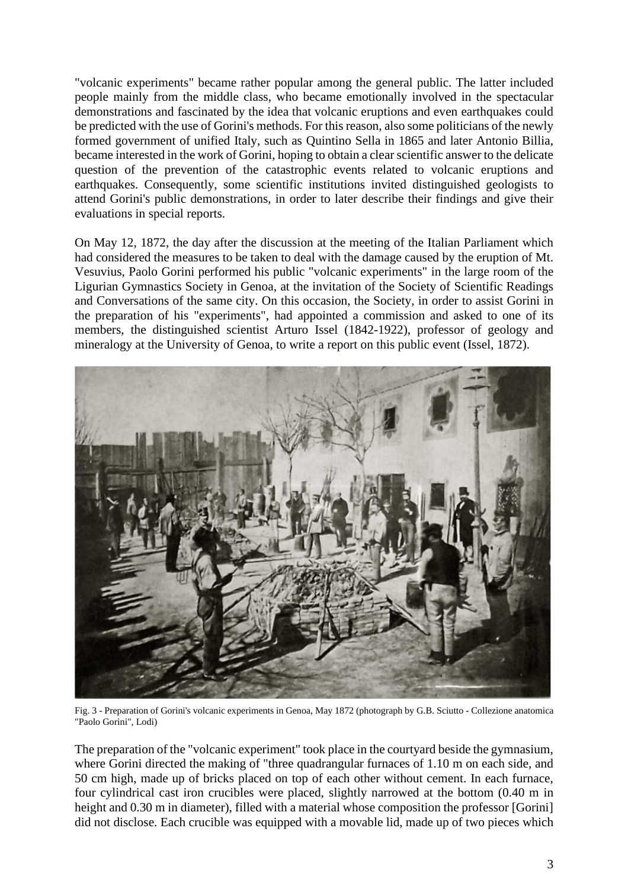"volcanic experiments" became rather popular among the general public. The latter included people mainly from the middle class, who became emotionally involved in the spectacular demonstrations and fascinated by the idea that volcanic eruptions and even earthquakes could be predicted with the use of Gorini's methods. For this reason, also some politicians of the newly formed government of unified Italy, such as Quintino Sella in 1865 and later Antonio Billia, became interested in the work of Gorini, hoping to obtain a clear scientific answer to the delicate question of the prevention of the catastrophic events related to volcanic eruptions and earthquakes. Consequently, some scientific institutions invited distinguished geologists to attend Gorini's public demonstrations, in order to later describe their findings and give their evaluations in special reports.

On May 12, 1872, the day after the discussion at the meeting of the Italian Parliament which had considered the measures to be taken to deal with the damage caused by the eruption of Mt. Vesuvius, Paolo Gorini performed his public "volcanic experiments" in the large room of the Ligurian Gymnastics Society in Genoa, at the invitation of the Society of Scientific Readings and Conversations of the same city. On this occasion, the Society, in order to assist Gorini in the preparation of his "experiments", had appointed a commission and asked to one of its members, the distinguished scientist Arturo Issel (1842-1922), professor of geology and mineralogy at the University of Genoa, to write a report on this public event (Issel, 1872).

Fig. 3 - Preparation of Gorini's volcanic experiments in Genoa, May 1872 (photograph by G.B. Sciutto - Collezione anatomica "Paolo Gorini", Lodi)

The preparation of the "volcanic experiment" took place in the courtyard beside the gymnasium, where Gorini directed the making of "three quadrangular furnaces of 1.10 m on each side, and 50 cm high, made up of bricks placed on top of each other without cement. In each furnace, four cylindrical cast iron crucibles were placed, slightly narrowed at the bottom (0.40 m in height and 0.30 m in diameter), filled with a material whose composition the professor [Gorini] did not disclose. Each crucible was equipped with a movable lid, made up of two pieces which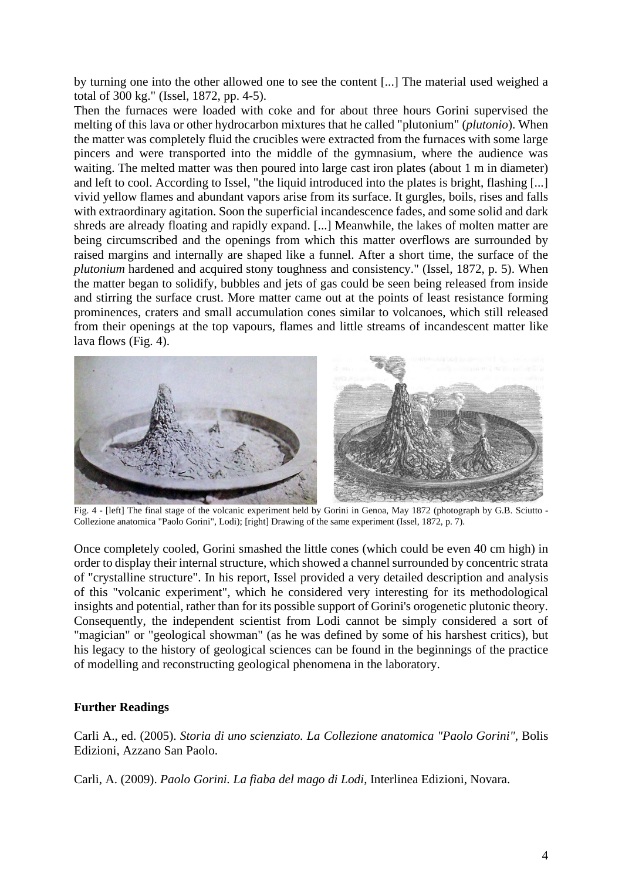by turning one into the other allowed one to see the content [...] The material used weighed a total of 300 kg." (Issel, 1872, pp. 4-5).

Then the furnaces were loaded with coke and for about three hours Gorini supervised the melting of this lava or other hydrocarbon mixtures that he called "plutonium" (*plutonio*). When the matter was completely fluid the crucibles were extracted from the furnaces with some large pincers and were transported into the middle of the gymnasium, where the audience was waiting. The melted matter was then poured into large cast iron plates (about 1 m in diameter) and left to cool. According to Issel, "the liquid introduced into the plates is bright, flashing [...] vivid yellow flames and abundant vapors arise from its surface. It gurgles, boils, rises and falls with extraordinary agitation. Soon the superficial incandescence fades, and some solid and dark shreds are already floating and rapidly expand. [...] Meanwhile, the lakes of molten matter are being circumscribed and the openings from which this matter overflows are surrounded by raised margins and internally are shaped like a funnel. After a short time, the surface of the *plutonium* hardened and acquired stony toughness and consistency." (Issel, 1872, p. 5). When the matter began to solidify, bubbles and jets of gas could be seen being released from inside and stirring the surface crust. More matter came out at the points of least resistance forming prominences, craters and small accumulation cones similar to volcanoes, which still released from their openings at the top vapours, flames and little streams of incandescent matter like lava flows (Fig. 4).

Fig. 4 - [left] The final stage of the volcanic experiment held by Gorini in Genoa, May 1872 (photograph by G.B. Sciutto - Collezione anatomica "Paolo Gorini", Lodi); [right] Drawing of the same experiment (Issel, 1872, p. 7).

Once completely cooled, Gorini smashed the little cones (which could be even 40 cm high) in order to display their internal structure, which showed a channel surrounded by concentric strata of "crystalline structure". In his report, Issel provided a very detailed description and analysis of this "volcanic experiment", which he considered very interesting for its methodological insights and potential, rather than for its possible support of Gorini's orogenetic plutonic theory. Consequently, the independent scientist from Lodi cannot be simply considered a sort of "magician" or "geological showman" (as he was defined by some of his harshest critics), but his legacy to the history of geological sciences can be found in the beginnings of the practice of modelling and reconstructing geological phenomena in the laboratory.

## Further Readings

Carli A., ed. (2005). *Storia di uno scienziato. La Collezione anatomica "Paolo Gorini"*, Bolis Edizioni, Azzano San Paolo.

Carli, A. (2009). *Paolo Gorini. La fiaba del mago di Lodi*, Interlinea Edizioni, Novara.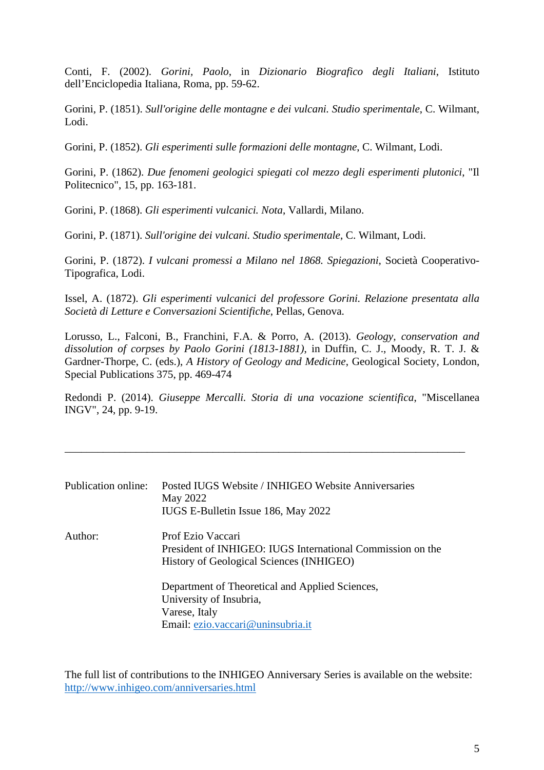Conti, F. (2002). *Gorini, Paolo*, in *Dizionario Biografico degli Italiani*, Istituto dell'Enciclopedia Italiana, Roma, pp. 59-62.

Gorini, P. (1851). *Sull'origine delle montagne e dei vulcani. Studio sperimentale*, C. Wilmant, Lodi.

Gorini, P. (1852). *Gli esperimenti sulle formazioni delle montagne*, C. Wilmant, Lodi.

Gorini, P. (1862). *Due fenomeni geologici spiegati col mezzo degli esperimenti plutonici*, "Il Politecnico", 15, pp. 163-181.

Gorini, P. (1868). *Gli esperimenti vulcanici. Nota*, Vallardi, Milano.

Gorini, P. (1871). *Sull'origine dei vulcani. Studio sperimentale*, C. Wilmant, Lodi.

Gorini, P. (1872). *I vulcani promessi a Milano nel 1868. Spiegazioni*, Società Cooperativo-Tipografica, Lodi.

Issel, A. (1872). *Gli esperimenti vulcanici del professore Gorini. Relazione presentata alla Società di Letture e Conversazioni Scientifiche*, Pellas, Genova.

Lorusso, L., Falconi, B., Franchini, F.A. & Porro, A. (2013). *Geology, conservation and dissolution of corpses by Paolo Gorini (1813-1881)*, in Duffin, C. J., Moody, R. T. J. & Gardner-Thorpe, C. (eds.), *A History of Geology and Medicine*, Geological Society, London, Special Publications 375, pp. 469-474

Redondi P. (2014). *Giuseppe Mercalli. Storia di una vocazione scientifica*, "Miscellanea INGV", 24, pp. 9-19.

---

| | |
|---|---|
| Publication online: | Posted IUGS Website / INHIGEO Website Anniversaries May 2022 IUGS E-Bulletin Issue 186, May 2022 |
| Author: | Prof Ezio Vaccari President of INHIGEO: IUGS International Commission on the History of Geological Sciences (INHIGEO) |
| | Department of Theoretical and Applied Sciences, University of Insubria, Varese, Italy Email: ezio.vaccari@uninsubria.it |

The full list of contributions to the INHIGEO Anniversary Series is available on the website: http://www.inhigeo.com/anniversaries.html